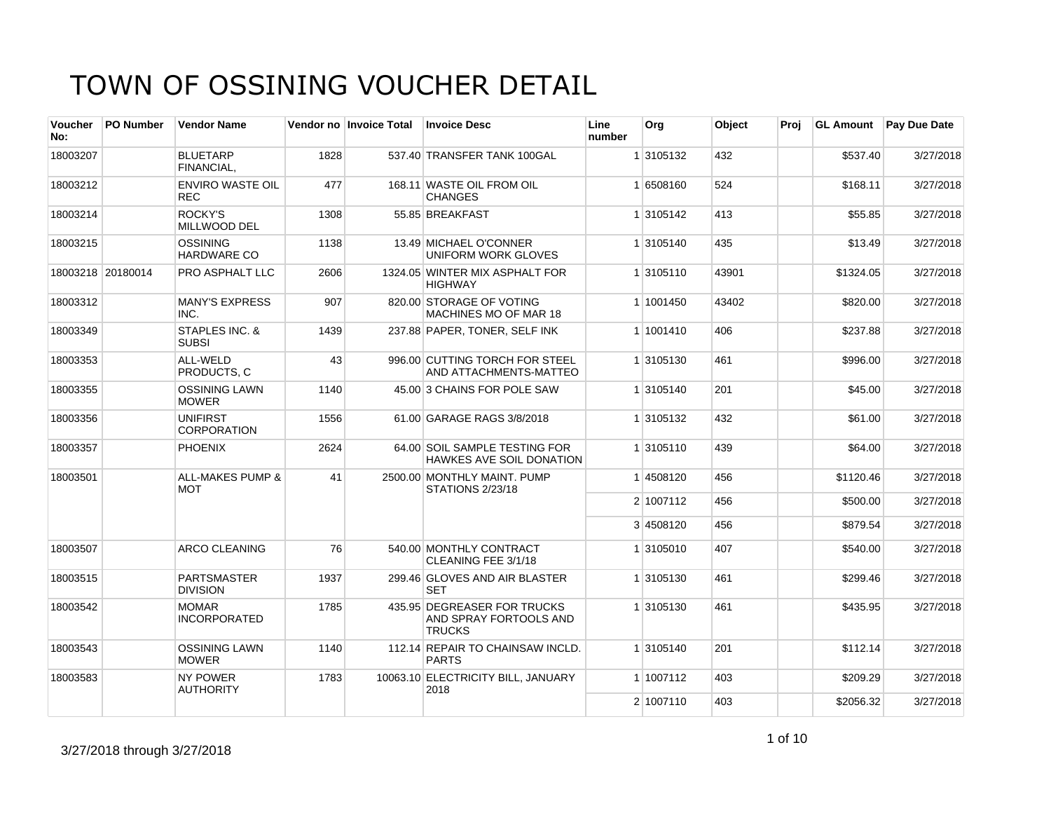# TOWN OF OSSINING VOUCHER DETAIL

| Voucher No: | PO Number | Vendor Name | Vendor no | Invoice Total | Invoice Desc | Line number | Org | Object | Proj | GL Amount | Pay Due Date |
|---|---|---|---|---|---|---|---|---|---|---|---|
| 18003207 | | BLUETARP FINANCIAL, | 1828 | 537.40 | TRANSFER TANK 100GAL | 1 | 3105132 | 432 | | $537.40 | 3/27/2018 |
| 18003212 | | ENVIRO WASTE OIL REC | 477 | 168.11 | WASTE OIL FROM OIL CHANGES | 1 | 6508160 | 524 | | $168.11 | 3/27/2018 |
| 18003214 | | ROCKY'S MILLWOOD DEL | 1308 | 55.85 | BREAKFAST | 1 | 3105142 | 413 | | $55.85 | 3/27/2018 |
| 18003215 | | OSSINING HARDWARE CO | 1138 | 13.49 | MICHAEL O'CONNER UNIFORM WORK GLOVES | 1 | 3105140 | 435 | | $13.49 | 3/27/2018 |
| 18003218 | 20180014 | PRO ASPHALT LLC | 2606 | 1324.05 | WINTER MIX ASPHALT FOR HIGHWAY | 1 | 3105110 | 43901 | | $1324.05 | 3/27/2018 |
| 18003312 | | MANY'S EXPRESS INC. | 907 | 820.00 | STORAGE OF VOTING MACHINES MO OF MAR 18 | 1 | 1001450 | 43402 | | $820.00 | 3/27/2018 |
| 18003349 | | STAPLES INC. & SUBSI | 1439 | 237.88 | PAPER, TONER, SELF INK | 1 | 1001410 | 406 | | $237.88 | 3/27/2018 |
| 18003353 | | ALL-WELD PRODUCTS, C | 43 | 996.00 | CUTTING TORCH FOR STEEL AND ATTACHMENTS-MATTEO | 1 | 3105130 | 461 | | $996.00 | 3/27/2018 |
| 18003355 | | OSSINING LAWN MOWER | 1140 | 45.00 | 3 CHAINS FOR POLE SAW | 1 | 3105140 | 201 | | $45.00 | 3/27/2018 |
| 18003356 | | UNIFIRST CORPORATION | 1556 | 61.00 | GARAGE RAGS 3/8/2018 | 1 | 3105132 | 432 | | $61.00 | 3/27/2018 |
| 18003357 | | PHOENIX | 2624 | 64.00 | SOIL SAMPLE TESTING FOR HAWKES AVE SOIL DONATION | 1 | 3105110 | 439 | | $64.00 | 3/27/2018 |
| 18003501 | | ALL-MAKES PUMP & MOT | 41 | 2500.00 | MONTHLY MAINT. PUMP STATIONS 2/23/18 | 1 | 4508120 | 456 | | $1120.46 | 3/27/2018 |
| | | | | | | 2 | 1007112 | 456 | | $500.00 | 3/27/2018 |
| | | | | | | 3 | 4508120 | 456 | | $879.54 | 3/27/2018 |
| 18003507 | | ARCO CLEANING | 76 | 540.00 | MONTHLY CONTRACT CLEANING FEE 3/1/18 | 1 | 3105010 | 407 | | $540.00 | 3/27/2018 |
| 18003515 | | PARTSMASTER DIVISION | 1937 | 299.46 | GLOVES AND AIR BLASTER SET | 1 | 3105130 | 461 | | $299.46 | 3/27/2018 |
| 18003542 | | MOMAR INCORPORATED | 1785 | 435.95 | DEGREASER FOR TRUCKS AND SPRAY FORTOOLS AND TRUCKS | 1 | 3105130 | 461 | | $435.95 | 3/27/2018 |
| 18003543 | | OSSINING LAWN MOWER | 1140 | 112.14 | REPAIR TO CHAINSAW INCLD. PARTS | 1 | 3105140 | 201 | | $112.14 | 3/27/2018 |
| 18003583 | | NY POWER AUTHORITY | 1783 | 10063.10 | ELECTRICITY BILL, JANUARY 2018 | 1 | 1007112 | 403 | | $209.29 | 3/27/2018 |
| | | | | | | 2 | 1007110 | 403 | | $2056.32 | 3/27/2018 |

3/27/2018 through 3/27/2018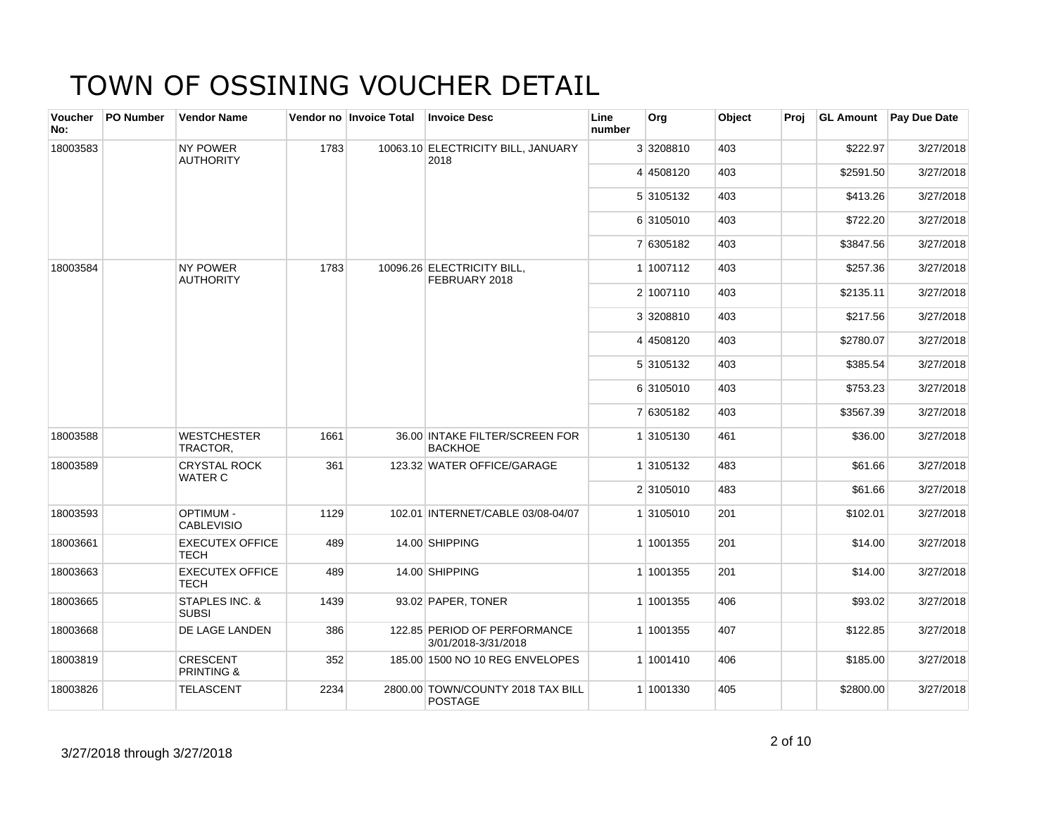# TOWN OF OSSINING VOUCHER DETAIL

| Voucher No: | PO Number | Vendor Name | Vendor no | Invoice Total | Invoice Desc | Line number | Org | Object | Proj | GL Amount | Pay Due Date |
|---|---|---|---|---|---|---|---|---|---|---|---|
| 18003583 | | NY POWER AUTHORITY | 1783 | 10063.10 | ELECTRICITY BILL, JANUARY 2018 | 3 | 3208810 | 403 | | $222.97 | 3/27/2018 |
| | | | | | | 4 | 4508120 | 403 | | $2591.50 | 3/27/2018 |
| | | | | | | 5 | 3105132 | 403 | | $413.26 | 3/27/2018 |
| | | | | | | 6 | 3105010 | 403 | | $722.20 | 3/27/2018 |
| | | | | | | 7 | 6305182 | 403 | | $3847.56 | 3/27/2018 |
| 18003584 | | NY POWER AUTHORITY | 1783 | 10096.26 | ELECTRICITY BILL, FEBRUARY 2018 | 1 | 1007112 | 403 | | $257.36 | 3/27/2018 |
| | | | | | | 2 | 1007110 | 403 | | $2135.11 | 3/27/2018 |
| | | | | | | 3 | 3208810 | 403 | | $217.56 | 3/27/2018 |
| | | | | | | 4 | 4508120 | 403 | | $2780.07 | 3/27/2018 |
| | | | | | | 5 | 3105132 | 403 | | $385.54 | 3/27/2018 |
| | | | | | | 6 | 3105010 | 403 | | $753.23 | 3/27/2018 |
| | | | | | | 7 | 6305182 | 403 | | $3567.39 | 3/27/2018 |
| 18003588 | | WESTCHESTER TRACTOR, | 1661 | 36.00 | INTAKE FILTER/SCREEN FOR BACKHOE | 1 | 3105130 | 461 | | $36.00 | 3/27/2018 |
| 18003589 | | CRYSTAL ROCK WATER C | 361 | 123.32 | WATER OFFICE/GARAGE | 1 | 3105132 | 483 | | $61.66 | 3/27/2018 |
| | | | | | | 2 | 3105010 | 483 | | $61.66 | 3/27/2018 |
| 18003593 | | OPTIMUM - CABLEVISIO | 1129 | 102.01 | INTERNET/CABLE 03/08-04/07 | 1 | 3105010 | 201 | | $102.01 | 3/27/2018 |
| 18003661 | | EXECUTEX OFFICE TECH | 489 | 14.00 | SHIPPING | 1 | 1001355 | 201 | | $14.00 | 3/27/2018 |
| 18003663 | | EXECUTEX OFFICE TECH | 489 | 14.00 | SHIPPING | 1 | 1001355 | 201 | | $14.00 | 3/27/2018 |
| 18003665 | | STAPLES INC. & SUBSI | 1439 | 93.02 | PAPER, TONER | 1 | 1001355 | 406 | | $93.02 | 3/27/2018 |
| 18003668 | | DE LAGE LANDEN | 386 | 122.85 | PERIOD OF PERFORMANCE 3/01/2018-3/31/2018 | 1 | 1001355 | 407 | | $122.85 | 3/27/2018 |
| 18003819 | | CRESCENT PRINTING & | 352 | 185.00 | 1500 NO 10 REG ENVELOPES | 1 | 1001410 | 406 | | $185.00 | 3/27/2018 |
| 18003826 | | TELASCENT | 2234 | 2800.00 | TOWN/COUNTY 2018 TAX BILL POSTAGE | 1 | 1001330 | 405 | | $2800.00 | 3/27/2018 |

3/27/2018 through 3/27/2018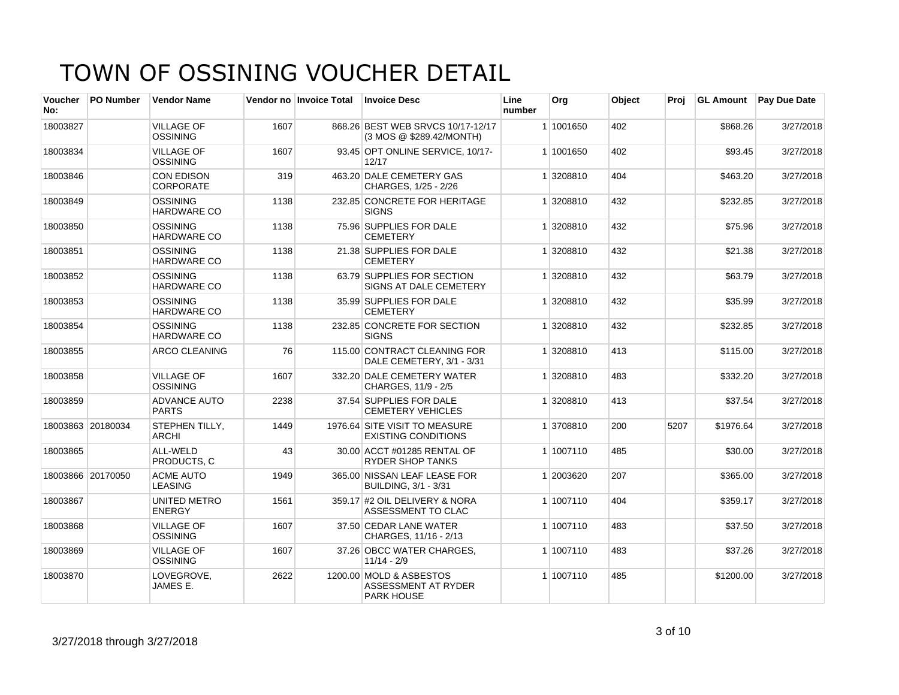# TOWN OF OSSINING VOUCHER DETAIL

| Voucher No: | PO Number | Vendor Name | Vendor no | Invoice Total | Invoice Desc | Line number | Org | Object | Proj | GL Amount | Pay Due Date |
|---|---|---|---|---|---|---|---|---|---|---|---|
| 18003827 | | VILLAGE OF OSSINING | 1607 | 868.26 | BEST WEB SRVCS 10/17-12/17 (3 MOS @ $289.42/MONTH) | 1 | 1001650 | 402 | | $868.26 | 3/27/2018 |
| 18003834 | | VILLAGE OF OSSINING | 1607 | 93.45 | OPT ONLINE SERVICE, 10/17-12/17 | 1 | 1001650 | 402 | | $93.45 | 3/27/2018 |
| 18003846 | | CON EDISON CORPORATE | 319 | 463.20 | DALE CEMETERY GAS CHARGES, 1/25 - 2/26 | 1 | 3208810 | 404 | | $463.20 | 3/27/2018 |
| 18003849 | | OSSINING HARDWARE CO | 1138 | 232.85 | CONCRETE FOR HERITAGE SIGNS | 1 | 3208810 | 432 | | $232.85 | 3/27/2018 |
| 18003850 | | OSSINING HARDWARE CO | 1138 | 75.96 | SUPPLIES FOR DALE CEMETERY | 1 | 3208810 | 432 | | $75.96 | 3/27/2018 |
| 18003851 | | OSSINING HARDWARE CO | 1138 | 21.38 | SUPPLIES FOR DALE CEMETERY | 1 | 3208810 | 432 | | $21.38 | 3/27/2018 |
| 18003852 | | OSSINING HARDWARE CO | 1138 | 63.79 | SUPPLIES FOR SECTION SIGNS AT DALE CEMETERY | 1 | 3208810 | 432 | | $63.79 | 3/27/2018 |
| 18003853 | | OSSINING HARDWARE CO | 1138 | 35.99 | SUPPLIES FOR DALE CEMETERY | 1 | 3208810 | 432 | | $35.99 | 3/27/2018 |
| 18003854 | | OSSINING HARDWARE CO | 1138 | 232.85 | CONCRETE FOR SECTION SIGNS | 1 | 3208810 | 432 | | $232.85 | 3/27/2018 |
| 18003855 | | ARCO CLEANING | 76 | 115.00 | CONTRACT CLEANING FOR DALE CEMETERY, 3/1 - 3/31 | 1 | 3208810 | 413 | | $115.00 | 3/27/2018 |
| 18003858 | | VILLAGE OF OSSINING | 1607 | 332.20 | DALE CEMETERY WATER CHARGES, 11/9 - 2/5 | 1 | 3208810 | 483 | | $332.20 | 3/27/2018 |
| 18003859 | | ADVANCE AUTO PARTS | 2238 | 37.54 | SUPPLIES FOR DALE CEMETERY VEHICLES | 1 | 3208810 | 413 | | $37.54 | 3/27/2018 |
| 18003863 | 20180034 | STEPHEN TILLY, ARCHI | 1449 | 1976.64 | SITE VISIT TO MEASURE EXISTING CONDITIONS | 1 | 3708810 | 200 | 5207 | $1976.64 | 3/27/2018 |
| 18003865 | | ALL-WELD PRODUCTS, C | 43 | 30.00 | ACCT #01285 RENTAL OF RYDER SHOP TANKS | 1 | 1007110 | 485 | | $30.00 | 3/27/2018 |
| 18003866 | 20170050 | ACME AUTO LEASING | 1949 | 365.00 | NISSAN LEAF LEASE FOR BUILDING, 3/1 - 3/31 | 1 | 2003620 | 207 | | $365.00 | 3/27/2018 |
| 18003867 | | UNITED METRO ENERGY | 1561 | 359.17 | #2 OIL DELIVERY & NORA ASSESSMENT TO CLAC | 1 | 1007110 | 404 | | $359.17 | 3/27/2018 |
| 18003868 | | VILLAGE OF OSSINING | 1607 | 37.50 | CEDAR LANE WATER CHARGES, 11/16 - 2/13 | 1 | 1007110 | 483 | | $37.50 | 3/27/2018 |
| 18003869 | | VILLAGE OF OSSINING | 1607 | 37.26 | OBCC WATER CHARGES, 11/14 - 2/9 | 1 | 1007110 | 483 | | $37.26 | 3/27/2018 |
| 18003870 | | LOVEGROVE, JAMES E. | 2622 | 1200.00 | MOLD & ASBESTOS ASSESSMENT AT RYDER PARK HOUSE | 1 | 1007110 | 485 | | $1200.00 | 3/27/2018 |

3/27/2018 through 3/27/2018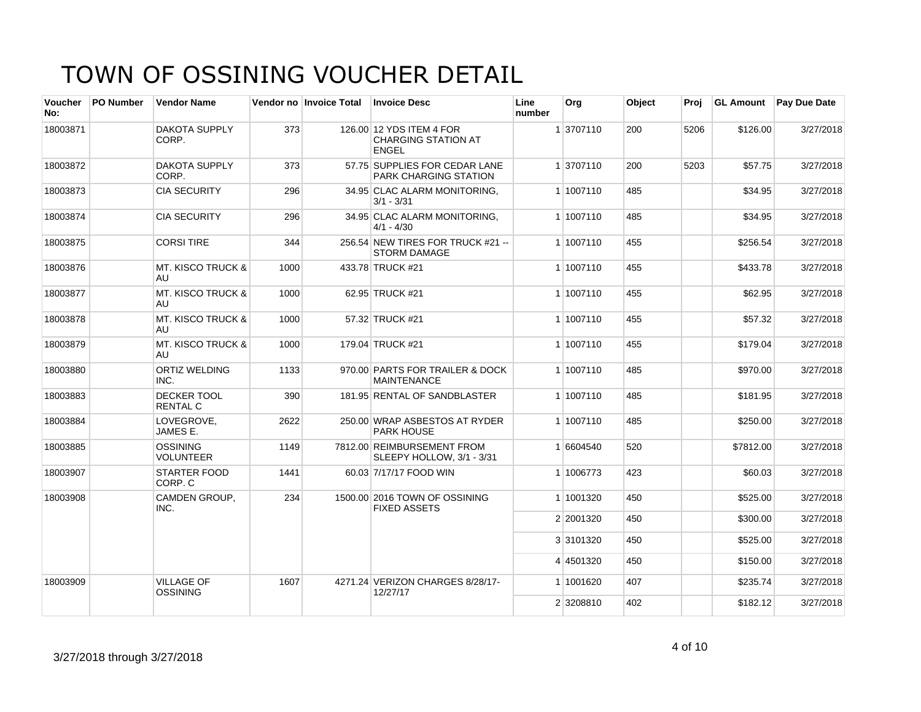# TOWN OF OSSINING VOUCHER DETAIL

| Voucher No: | PO Number | Vendor Name | Vendor no | Invoice Total | Invoice Desc | Line number | Org | Object | Proj | GL Amount | Pay Due Date |
|---|---|---|---|---|---|---|---|---|---|---|---|
| 18003871 | | DAKOTA SUPPLY CORP. | 373 | 126.00 | 12 YDS ITEM 4 FOR CHARGING STATION AT ENGEL | 1 | 3707110 | 200 | 5206 | $126.00 | 3/27/2018 |
| 18003872 | | DAKOTA SUPPLY CORP. | 373 | 57.75 | SUPPLIES FOR CEDAR LANE PARK CHARGING STATION | 1 | 3707110 | 200 | 5203 | $57.75 | 3/27/2018 |
| 18003873 | | CIA SECURITY | 296 | 34.95 | CLAC ALARM MONITORING, 3/1 - 3/31 | 1 | 1007110 | 485 | | $34.95 | 3/27/2018 |
| 18003874 | | CIA SECURITY | 296 | 34.95 | CLAC ALARM MONITORING, 4/1 - 4/30 | 1 | 1007110 | 485 | | $34.95 | 3/27/2018 |
| 18003875 | | CORSI TIRE | 344 | 256.54 | NEW TIRES FOR TRUCK #21 -- STORM DAMAGE | 1 | 1007110 | 455 | | $256.54 | 3/27/2018 |
| 18003876 | | MT. KISCO TRUCK & AU | 1000 | 433.78 | TRUCK #21 | 1 | 1007110 | 455 | | $433.78 | 3/27/2018 |
| 18003877 | | MT. KISCO TRUCK & AU | 1000 | 62.95 | TRUCK #21 | 1 | 1007110 | 455 | | $62.95 | 3/27/2018 |
| 18003878 | | MT. KISCO TRUCK & AU | 1000 | 57.32 | TRUCK #21 | 1 | 1007110 | 455 | | $57.32 | 3/27/2018 |
| 18003879 | | MT. KISCO TRUCK & AU | 1000 | 179.04 | TRUCK #21 | 1 | 1007110 | 455 | | $179.04 | 3/27/2018 |
| 18003880 | | ORTIZ WELDING INC. | 1133 | 970.00 | PARTS FOR TRAILER & DOCK MAINTENANCE | 1 | 1007110 | 485 | | $970.00 | 3/27/2018 |
| 18003883 | | DECKER TOOL RENTAL C | 390 | 181.95 | RENTAL OF SANDBLASTER | 1 | 1007110 | 485 | | $181.95 | 3/27/2018 |
| 18003884 | | LOVEGROVE, JAMES E. | 2622 | 250.00 | WRAP ASBESTOS AT RYDER PARK HOUSE | 1 | 1007110 | 485 | | $250.00 | 3/27/2018 |
| 18003885 | | OSSINING VOLUNTEER | 1149 | 7812.00 | REIMBURSEMENT FROM SLEEPY HOLLOW, 3/1 - 3/31 | 1 | 6604540 | 520 | | $7812.00 | 3/27/2018 |
| 18003907 | | STARTER FOOD CORP. C | 1441 | 60.03 | 7/17/17 FOOD WIN | 1 | 1006773 | 423 | | $60.03 | 3/27/2018 |
| 18003908 | | CAMDEN GROUP, INC. | 234 | 1500.00 | 2016 TOWN OF OSSINING FIXED ASSETS | 1 | 1001320 | 450 | | $525.00 | 3/27/2018 |
| | | | | | | 2 | 2001320 | 450 | | $300.00 | 3/27/2018 |
| | | | | | | 3 | 3101320 | 450 | | $525.00 | 3/27/2018 |
| | | | | | | 4 | 4501320 | 450 | | $150.00 | 3/27/2018 |
| 18003909 | | VILLAGE OF OSSINING | 1607 | 4271.24 | VERIZON CHARGES 8/28/17-12/27/17 | 1 | 1001620 | 407 | | $235.74 | 3/27/2018 |
| | | | | | | 2 | 3208810 | 402 | | $182.12 | 3/27/2018 |

3/27/2018 through 3/27/2018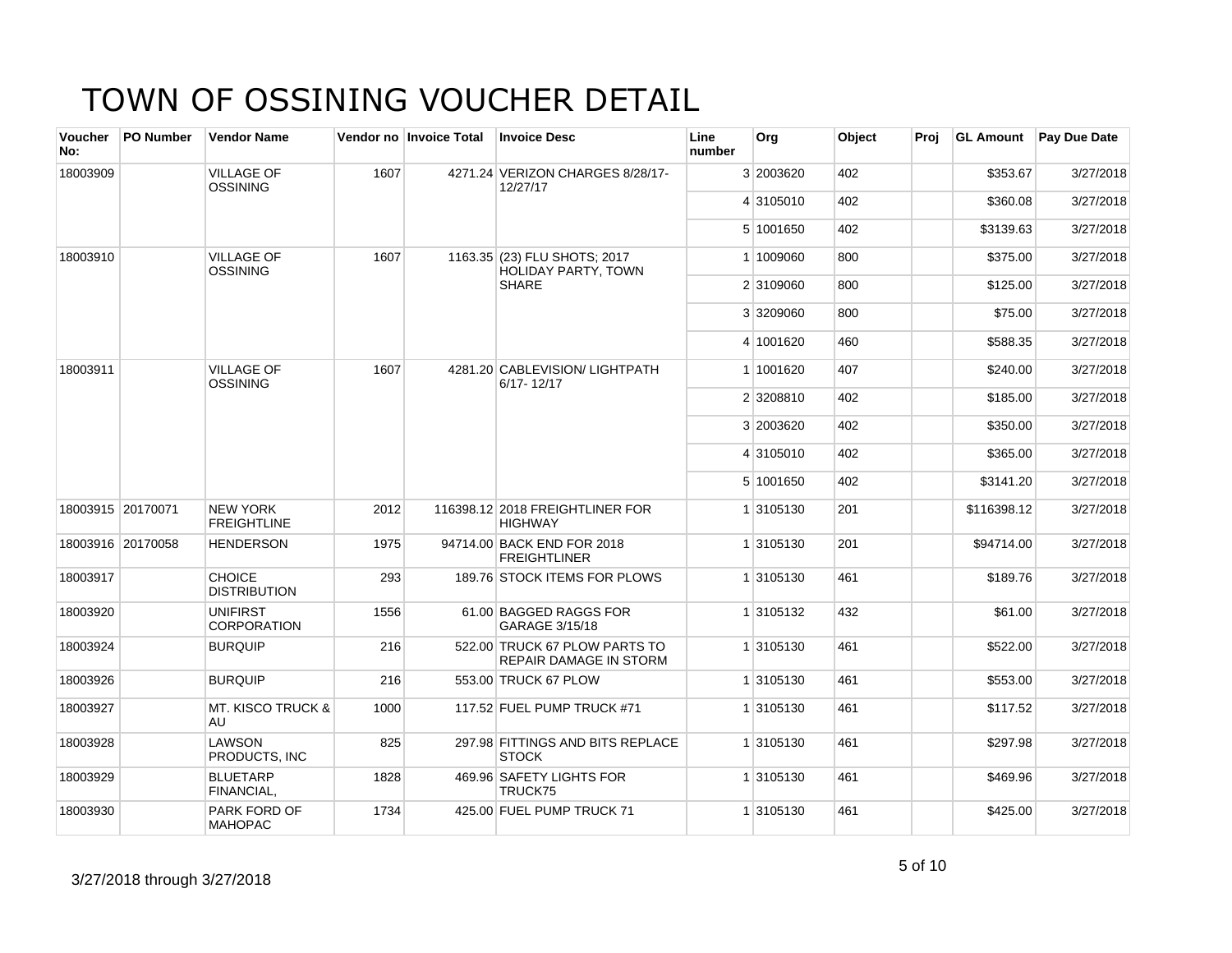# TOWN OF OSSINING VOUCHER DETAIL

| Voucher No: | PO Number | Vendor Name | Vendor no | Invoice Total | Invoice Desc | Line number | Org | Object | Proj | GL Amount | Pay Due Date |
|---|---|---|---|---|---|---|---|---|---|---|---|
| 18003909 | | VILLAGE OF OSSINING | 1607 | 4271.24 | VERIZON CHARGES 8/28/17-12/27/17 | 3 | 2003620 | 402 | | $353.67 | 3/27/2018 |
| | | | | | | 4 | 3105010 | 402 | | $360.08 | 3/27/2018 |
| | | | | | | 5 | 1001650 | 402 | | $3139.63 | 3/27/2018 |
| 18003910 | | VILLAGE OF OSSINING | 1607 | 1163.35 | (23) FLU SHOTS; 2017 HOLIDAY PARTY, TOWN SHARE | 1 | 1009060 | 800 | | $375.00 | 3/27/2018 |
| | | | | | | 2 | 3109060 | 800 | | $125.00 | 3/27/2018 |
| | | | | | | 3 | 3209060 | 800 | | $75.00 | 3/27/2018 |
| | | | | | | 4 | 1001620 | 460 | | $588.35 | 3/27/2018 |
| 18003911 | | VILLAGE OF OSSINING | 1607 | 4281.20 | CABLEVISION/ LIGHTPATH 6/17- 12/17 | 1 | 1001620 | 407 | | $240.00 | 3/27/2018 |
| | | | | | | 2 | 3208810 | 402 | | $185.00 | 3/27/2018 |
| | | | | | | 3 | 2003620 | 402 | | $350.00 | 3/27/2018 |
| | | | | | | 4 | 3105010 | 402 | | $365.00 | 3/27/2018 |
| | | | | | | 5 | 1001650 | 402 | | $3141.20 | 3/27/2018 |
| 18003915 | 20170071 | NEW YORK FREIGHTLINE | 2012 | 116398.12 | 2018 FREIGHTLINER FOR HIGHWAY | 1 | 3105130 | 201 | | $116398.12 | 3/27/2018 |
| 18003916 | 20170058 | HENDERSON | 1975 | 94714.00 | BACK END FOR 2018 FREIGHTLINER | 1 | 3105130 | 201 | | $94714.00 | 3/27/2018 |
| 18003917 | | CHOICE DISTRIBUTION | 293 | 189.76 | STOCK ITEMS FOR PLOWS | 1 | 3105130 | 461 | | $189.76 | 3/27/2018 |
| 18003920 | | UNIFIRST CORPORATION | 1556 | 61.00 | BAGGED RAGGS FOR GARAGE 3/15/18 | 1 | 3105132 | 432 | | $61.00 | 3/27/2018 |
| 18003924 | | BURQUIP | 216 | 522.00 | TRUCK 67 PLOW PARTS TO REPAIR DAMAGE IN STORM | 1 | 3105130 | 461 | | $522.00 | 3/27/2018 |
| 18003926 | | BURQUIP | 216 | 553.00 | TRUCK 67 PLOW | 1 | 3105130 | 461 | | $553.00 | 3/27/2018 |
| 18003927 | | MT. KISCO TRUCK & AU | 1000 | 117.52 | FUEL PUMP TRUCK #71 | 1 | 3105130 | 461 | | $117.52 | 3/27/2018 |
| 18003928 | | LAWSON PRODUCTS, INC | 825 | 297.98 | FITTINGS AND BITS REPLACE STOCK | 1 | 3105130 | 461 | | $297.98 | 3/27/2018 |
| 18003929 | | BLUETARP FINANCIAL, | 1828 | 469.96 | SAFETY LIGHTS FOR TRUCK75 | 1 | 3105130 | 461 | | $469.96 | 3/27/2018 |
| 18003930 | | PARK FORD OF MAHOPAC | 1734 | 425.00 | FUEL PUMP TRUCK 71 | 1 | 3105130 | 461 | | $425.00 | 3/27/2018 |

3/27/2018 through 3/27/2018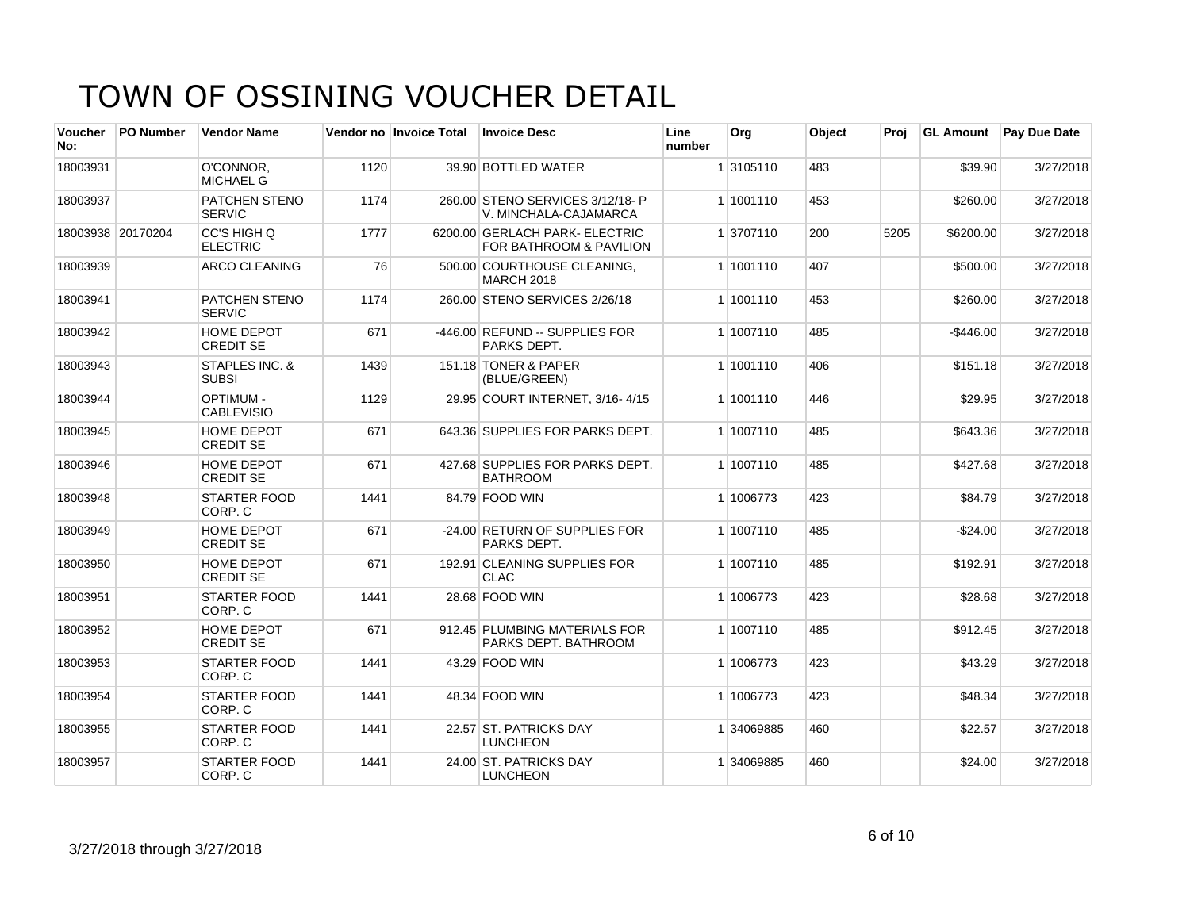# TOWN OF OSSINING VOUCHER DETAIL

| Voucher No: | PO Number | Vendor Name | Vendor no | Invoice Total | Invoice Desc | Line number | Org | Object | Proj | GL Amount | Pay Due Date |
|---|---|---|---|---|---|---|---|---|---|---|---|
| 18003931 | | O'CONNOR, MICHAEL G | 1120 | 39.90 | BOTTLED WATER | 1 | 3105110 | 483 | | $39.90 | 3/27/2018 |
| 18003937 | | PATCHEN STENO SERVIC | 1174 | 260.00 | STENO SERVICES 3/12/18- P V. MINCHALA-CAJAMARCA | 1 | 1001110 | 453 | | $260.00 | 3/27/2018 |
| 18003938 | 20170204 | CC'S HIGH Q ELECTRIC | 1777 | 6200.00 | GERLACH PARK- ELECTRIC FOR BATHROOM & PAVILION | 1 | 3707110 | 200 | 5205 | $6200.00 | 3/27/2018 |
| 18003939 | | ARCO CLEANING | 76 | 500.00 | COURTHOUSE CLEANING, MARCH 2018 | 1 | 1001110 | 407 | | $500.00 | 3/27/2018 |
| 18003941 | | PATCHEN STENO SERVIC | 1174 | 260.00 | STENO SERVICES 2/26/18 | 1 | 1001110 | 453 | | $260.00 | 3/27/2018 |
| 18003942 | | HOME DEPOT CREDIT SE | 671 | -446.00 | REFUND -- SUPPLIES FOR PARKS DEPT. | 1 | 1007110 | 485 | | -$446.00 | 3/27/2018 |
| 18003943 | | STAPLES INC. & SUBSI | 1439 | 151.18 | TONER & PAPER (BLUE/GREEN) | 1 | 1001110 | 406 | | $151.18 | 3/27/2018 |
| 18003944 | | OPTIMUM - CABLEVISIO | 1129 | 29.95 | COURT INTERNET, 3/16- 4/15 | 1 | 1001110 | 446 | | $29.95 | 3/27/2018 |
| 18003945 | | HOME DEPOT CREDIT SE | 671 | 643.36 | SUPPLIES FOR PARKS DEPT. | 1 | 1007110 | 485 | | $643.36 | 3/27/2018 |
| 18003946 | | HOME DEPOT CREDIT SE | 671 | 427.68 | SUPPLIES FOR PARKS DEPT. BATHROOM | 1 | 1007110 | 485 | | $427.68 | 3/27/2018 |
| 18003948 | | STARTER FOOD CORP. C | 1441 | 84.79 | FOOD WIN | 1 | 1006773 | 423 | | $84.79 | 3/27/2018 |
| 18003949 | | HOME DEPOT CREDIT SE | 671 | -24.00 | RETURN OF SUPPLIES FOR PARKS DEPT. | 1 | 1007110 | 485 | | -$24.00 | 3/27/2018 |
| 18003950 | | HOME DEPOT CREDIT SE | 671 | 192.91 | CLEANING SUPPLIES FOR CLAC | 1 | 1007110 | 485 | | $192.91 | 3/27/2018 |
| 18003951 | | STARTER FOOD CORP. C | 1441 | 28.68 | FOOD WIN | 1 | 1006773 | 423 | | $28.68 | 3/27/2018 |
| 18003952 | | HOME DEPOT CREDIT SE | 671 | 912.45 | PLUMBING MATERIALS FOR PARKS DEPT. BATHROOM | 1 | 1007110 | 485 | | $912.45 | 3/27/2018 |
| 18003953 | | STARTER FOOD CORP. C | 1441 | 43.29 | FOOD WIN | 1 | 1006773 | 423 | | $43.29 | 3/27/2018 |
| 18003954 | | STARTER FOOD CORP. C | 1441 | 48.34 | FOOD WIN | 1 | 1006773 | 423 | | $48.34 | 3/27/2018 |
| 18003955 | | STARTER FOOD CORP. C | 1441 | 22.57 | ST. PATRICKS DAY LUNCHEON | 1 | 34069885 | 460 | | $22.57 | 3/27/2018 |
| 18003957 | | STARTER FOOD CORP. C | 1441 | 24.00 | ST. PATRICKS DAY LUNCHEON | 1 | 34069885 | 460 | | $24.00 | 3/27/2018 |

3/27/2018 through 3/27/2018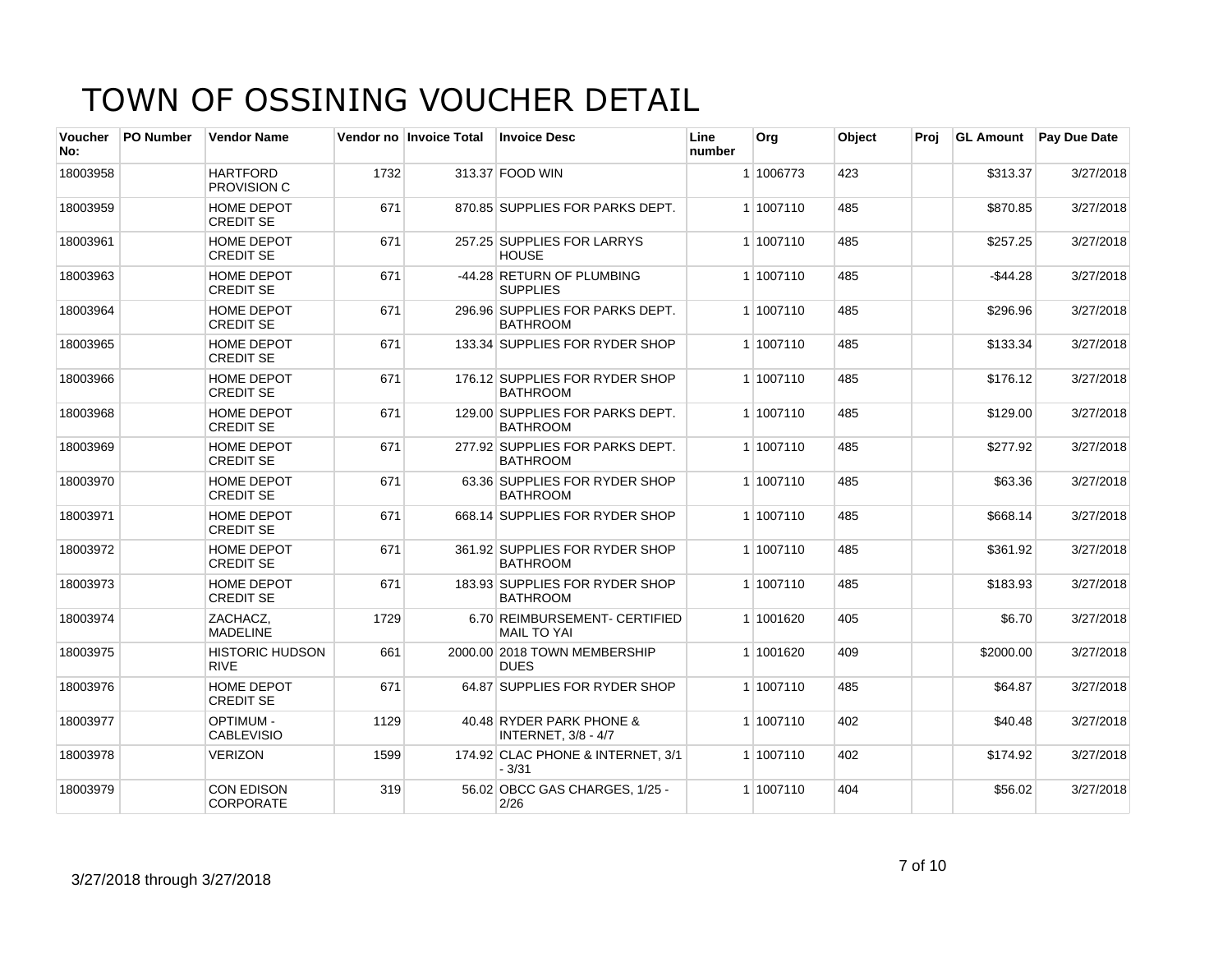# TOWN OF OSSINING VOUCHER DETAIL

| Voucher No: | PO Number | Vendor Name | Vendor no | Invoice Total | Invoice Desc | Line number | Org | Object | Proj | GL Amount | Pay Due Date |
|---|---|---|---|---|---|---|---|---|---|---|---|
| 18003958 | | HARTFORD PROVISION C | 1732 | 313.37 | FOOD WIN | 1 | 1006773 | 423 | | $313.37 | 3/27/2018 |
| 18003959 | | HOME DEPOT CREDIT SE | 671 | 870.85 | SUPPLIES FOR PARKS DEPT. | 1 | 1007110 | 485 | | $870.85 | 3/27/2018 |
| 18003961 | | HOME DEPOT CREDIT SE | 671 | 257.25 | SUPPLIES FOR LARRYS HOUSE | 1 | 1007110 | 485 | | $257.25 | 3/27/2018 |
| 18003963 | | HOME DEPOT CREDIT SE | 671 | -44.28 | RETURN OF PLUMBING SUPPLIES | 1 | 1007110 | 485 | | -$44.28 | 3/27/2018 |
| 18003964 | | HOME DEPOT CREDIT SE | 671 | 296.96 | SUPPLIES FOR PARKS DEPT. BATHROOM | 1 | 1007110 | 485 | | $296.96 | 3/27/2018 |
| 18003965 | | HOME DEPOT CREDIT SE | 671 | 133.34 | SUPPLIES FOR RYDER SHOP | 1 | 1007110 | 485 | | $133.34 | 3/27/2018 |
| 18003966 | | HOME DEPOT CREDIT SE | 671 | 176.12 | SUPPLIES FOR RYDER SHOP BATHROOM | 1 | 1007110 | 485 | | $176.12 | 3/27/2018 |
| 18003968 | | HOME DEPOT CREDIT SE | 671 | 129.00 | SUPPLIES FOR PARKS DEPT. BATHROOM | 1 | 1007110 | 485 | | $129.00 | 3/27/2018 |
| 18003969 | | HOME DEPOT CREDIT SE | 671 | 277.92 | SUPPLIES FOR PARKS DEPT. BATHROOM | 1 | 1007110 | 485 | | $277.92 | 3/27/2018 |
| 18003970 | | HOME DEPOT CREDIT SE | 671 | 63.36 | SUPPLIES FOR RYDER SHOP BATHROOM | 1 | 1007110 | 485 | | $63.36 | 3/27/2018 |
| 18003971 | | HOME DEPOT CREDIT SE | 671 | 668.14 | SUPPLIES FOR RYDER SHOP | 1 | 1007110 | 485 | | $668.14 | 3/27/2018 |
| 18003972 | | HOME DEPOT CREDIT SE | 671 | 361.92 | SUPPLIES FOR RYDER SHOP BATHROOM | 1 | 1007110 | 485 | | $361.92 | 3/27/2018 |
| 18003973 | | HOME DEPOT CREDIT SE | 671 | 183.93 | SUPPLIES FOR RYDER SHOP BATHROOM | 1 | 1007110 | 485 | | $183.93 | 3/27/2018 |
| 18003974 | | ZACHACZ, MADELINE | 1729 | 6.70 | REIMBURSEMENT- CERTIFIED MAIL TO YAI | 1 | 1001620 | 405 | | $6.70 | 3/27/2018 |
| 18003975 | | HISTORIC HUDSON RIVE | 661 | 2000.00 | 2018 TOWN MEMBERSHIP DUES | 1 | 1001620 | 409 | | $2000.00 | 3/27/2018 |
| 18003976 | | HOME DEPOT CREDIT SE | 671 | 64.87 | SUPPLIES FOR RYDER SHOP | 1 | 1007110 | 485 | | $64.87 | 3/27/2018 |
| 18003977 | | OPTIMUM - CABLEVISIO | 1129 | 40.48 | RYDER PARK PHONE & INTERNET, 3/8 - 4/7 | 1 | 1007110 | 402 | | $40.48 | 3/27/2018 |
| 18003978 | | VERIZON | 1599 | 174.92 | CLAC PHONE & INTERNET, 3/1 - 3/31 | 1 | 1007110 | 402 | | $174.92 | 3/27/2018 |
| 18003979 | | CON EDISON CORPORATE | 319 | 56.02 | OBCC GAS CHARGES, 1/25 - 2/26 | 1 | 1007110 | 404 | | $56.02 | 3/27/2018 |

3/27/2018 through 3/27/2018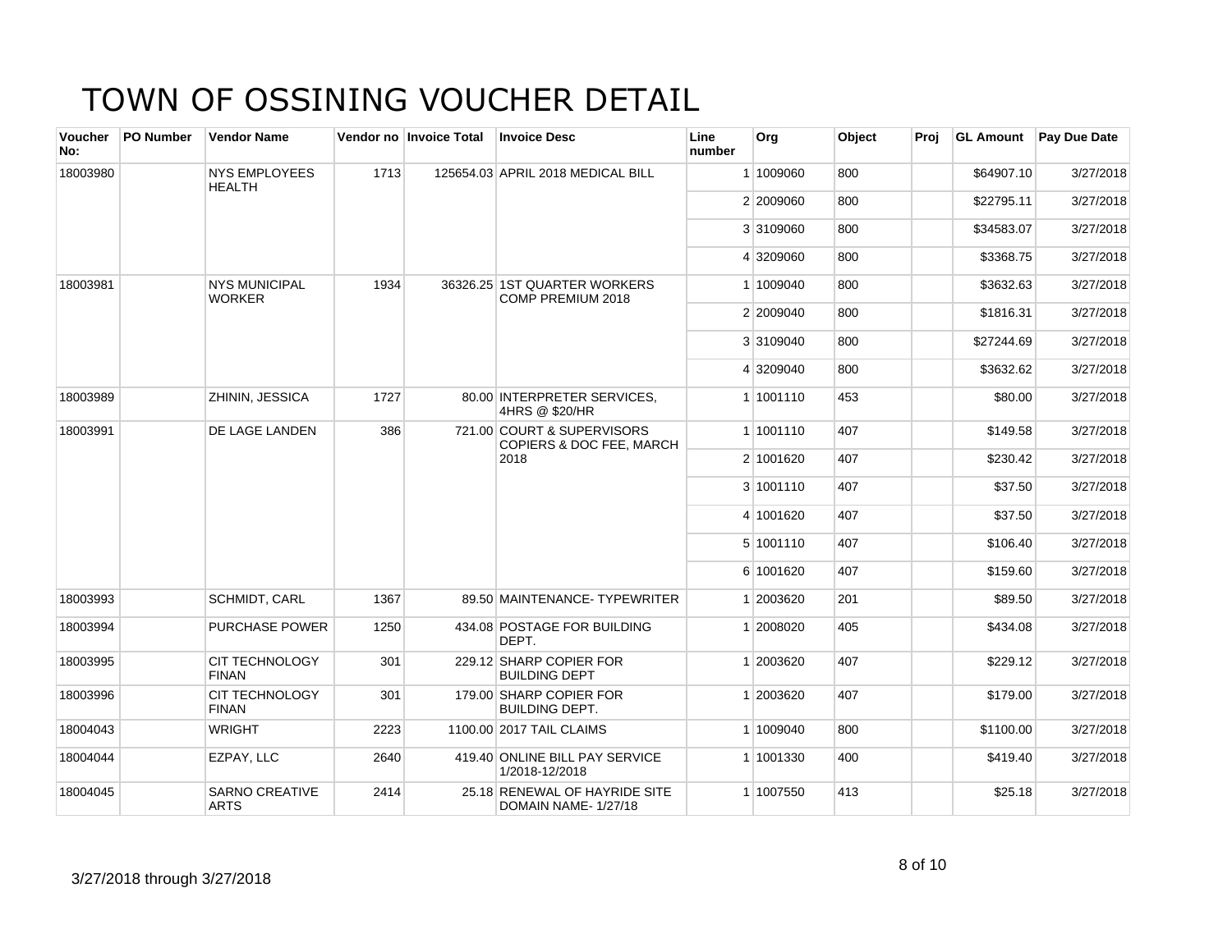# TOWN OF OSSINING VOUCHER DETAIL

| Voucher No: | PO Number | Vendor Name | Vendor no | Invoice Total | Invoice Desc | Line number | Org | Object | Proj | GL Amount | Pay Due Date |
|---|---|---|---|---|---|---|---|---|---|---|---|
| 18003980 | | NYS EMPLOYEES HEALTH | 1713 | 125654.03 | APRIL 2018 MEDICAL BILL | 1 | 1009060 | 800 | | $64907.10 | 3/27/2018 |
| | | | | | | 2 | 2009060 | 800 | | $22795.11 | 3/27/2018 |
| | | | | | | 3 | 3109060 | 800 | | $34583.07 | 3/27/2018 |
| | | | | | | 4 | 3209060 | 800 | | $3368.75 | 3/27/2018 |
| 18003981 | | NYS MUNICIPAL WORKER | 1934 | 36326.25 | 1ST QUARTER WORKERS COMP PREMIUM 2018 | 1 | 1009040 | 800 | | $3632.63 | 3/27/2018 |
| | | | | | | 2 | 2009040 | 800 | | $1816.31 | 3/27/2018 |
| | | | | | | 3 | 3109040 | 800 | | $27244.69 | 3/27/2018 |
| | | | | | | 4 | 3209040 | 800 | | $3632.62 | 3/27/2018 |
| 18003989 | | ZHININ, JESSICA | 1727 | 80.00 | INTERPRETER SERVICES, 4HRS @ $20/HR | 1 | 1001110 | 453 | | $80.00 | 3/27/2018 |
| 18003991 | | DE LAGE LANDEN | 386 | 721.00 | COURT & SUPERVISORS COPIERS & DOC FEE, MARCH 2018 | 1 | 1001110 | 407 | | $149.58 | 3/27/2018 |
| | | | | | | 2 | 1001620 | 407 | | $230.42 | 3/27/2018 |
| | | | | | | 3 | 1001110 | 407 | | $37.50 | 3/27/2018 |
| | | | | | | 4 | 1001620 | 407 | | $37.50 | 3/27/2018 |
| | | | | | | 5 | 1001110 | 407 | | $106.40 | 3/27/2018 |
| | | | | | | 6 | 1001620 | 407 | | $159.60 | 3/27/2018 |
| 18003993 | | SCHMIDT, CARL | 1367 | 89.50 | MAINTENANCE- TYPEWRITER | 1 | 2003620 | 201 | | $89.50 | 3/27/2018 |
| 18003994 | | PURCHASE POWER | 1250 | 434.08 | POSTAGE FOR BUILDING DEPT. | 1 | 2008020 | 405 | | $434.08 | 3/27/2018 |
| 18003995 | | CIT TECHNOLOGY FINAN | 301 | 229.12 | SHARP COPIER FOR BUILDING DEPT | 1 | 2003620 | 407 | | $229.12 | 3/27/2018 |
| 18003996 | | CIT TECHNOLOGY FINAN | 301 | 179.00 | SHARP COPIER FOR BUILDING DEPT. | 1 | 2003620 | 407 | | $179.00 | 3/27/2018 |
| 18004043 | | WRIGHT | 2223 | 1100.00 | 2017 TAIL CLAIMS | 1 | 1009040 | 800 | | $1100.00 | 3/27/2018 |
| 18004044 | | EZPAY, LLC | 2640 | 419.40 | ONLINE BILL PAY SERVICE 1/2018-12/2018 | 1 | 1001330 | 400 | | $419.40 | 3/27/2018 |
| 18004045 | | SARNO CREATIVE ARTS | 2414 | 25.18 | RENEWAL OF HAYRIDE SITE DOMAIN NAME- 1/27/18 | 1 | 1007550 | 413 | | $25.18 | 3/27/2018 |

3/27/2018 through 3/27/2018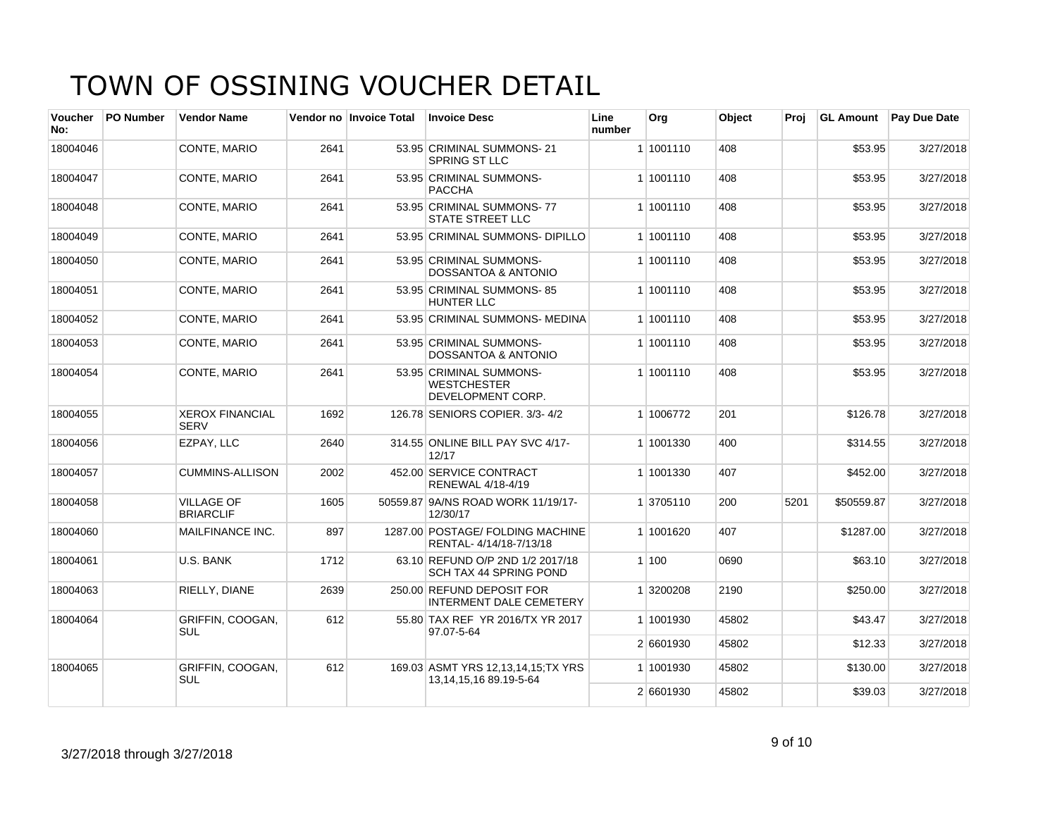# TOWN OF OSSINING VOUCHER DETAIL

| Voucher No: | PO Number | Vendor Name | Vendor no | Invoice Total | Invoice Desc | Line number | Org | Object | Proj | GL Amount | Pay Due Date |
|---|---|---|---|---|---|---|---|---|---|---|---|
| 18004046 | | CONTE, MARIO | 2641 | 53.95 | CRIMINAL SUMMONS- 21 SPRING ST LLC | 1 | 1001110 | 408 | | $53.95 | 3/27/2018 |
| 18004047 | | CONTE, MARIO | 2641 | 53.95 | CRIMINAL SUMMONS- PACCHA | 1 | 1001110 | 408 | | $53.95 | 3/27/2018 |
| 18004048 | | CONTE, MARIO | 2641 | 53.95 | CRIMINAL SUMMONS- 77 STATE STREET LLC | 1 | 1001110 | 408 | | $53.95 | 3/27/2018 |
| 18004049 | | CONTE, MARIO | 2641 | 53.95 | CRIMINAL SUMMONS- DIPILLO | 1 | 1001110 | 408 | | $53.95 | 3/27/2018 |
| 18004050 | | CONTE, MARIO | 2641 | 53.95 | CRIMINAL SUMMONS- DOSSANTOA & ANTONIO | 1 | 1001110 | 408 | | $53.95 | 3/27/2018 |
| 18004051 | | CONTE, MARIO | 2641 | 53.95 | CRIMINAL SUMMONS- 85 HUNTER LLC | 1 | 1001110 | 408 | | $53.95 | 3/27/2018 |
| 18004052 | | CONTE, MARIO | 2641 | 53.95 | CRIMINAL SUMMONS- MEDINA | 1 | 1001110 | 408 | | $53.95 | 3/27/2018 |
| 18004053 | | CONTE, MARIO | 2641 | 53.95 | CRIMINAL SUMMONS- DOSSANTOA & ANTONIO | 1 | 1001110 | 408 | | $53.95 | 3/27/2018 |
| 18004054 | | CONTE, MARIO | 2641 | 53.95 | CRIMINAL SUMMONS- WESTCHESTER DEVELOPMENT CORP. | 1 | 1001110 | 408 | | $53.95 | 3/27/2018 |
| 18004055 | | XEROX FINANCIAL SERV | 1692 | 126.78 | SENIORS COPIER. 3/3- 4/2 | 1 | 1006772 | 201 | | $126.78 | 3/27/2018 |
| 18004056 | | EZPAY, LLC | 2640 | 314.55 | ONLINE BILL PAY SVC 4/17-12/17 | 1 | 1001330 | 400 | | $314.55 | 3/27/2018 |
| 18004057 | | CUMMINS-ALLISON | 2002 | 452.00 | SERVICE CONTRACT RENEWAL 4/18-4/19 | 1 | 1001330 | 407 | | $452.00 | 3/27/2018 |
| 18004058 | | VILLAGE OF BRIARCLIF | 1605 | 50559.87 | 9A/NS ROAD WORK 11/19/17-12/30/17 | 1 | 3705110 | 200 | 5201 | $50559.87 | 3/27/2018 |
| 18004060 | | MAILFINANCE INC. | 897 | 1287.00 | POSTAGE/ FOLDING MACHINE RENTAL- 4/14/18-7/13/18 | 1 | 1001620 | 407 | | $1287.00 | 3/27/2018 |
| 18004061 | | U.S. BANK | 1712 | 63.10 | REFUND O/P 2ND 1/2 2017/18 SCH TAX 44 SPRING POND | 1 | 100 | 0690 | | $63.10 | 3/27/2018 |
| 18004063 | | RIELLY, DIANE | 2639 | 250.00 | REFUND DEPOSIT FOR INTERMENT DALE CEMETERY | 1 | 3200208 | 2190 | | $250.00 | 3/27/2018 |
| 18004064 | | GRIFFIN, COOGAN, SUL | 612 | 55.80 | TAX REF YR 2016/TX YR 2017 97.07-5-64 | 1 | 1001930 | 45802 | | $43.47 | 3/27/2018 |
| | | | | | | 2 | 6601930 | 45802 | | $12.33 | 3/27/2018 |
| 18004065 | | GRIFFIN, COOGAN, SUL | 612 | 169.03 | ASMT YRS 12,13,14,15;TX YRS 13,14,15,16 89.19-5-64 | 1 | 1001930 | 45802 | | $130.00 | 3/27/2018 |
| | | | | | | 2 | 6601930 | 45802 | | $39.03 | 3/27/2018 |

3/27/2018 through 3/27/2018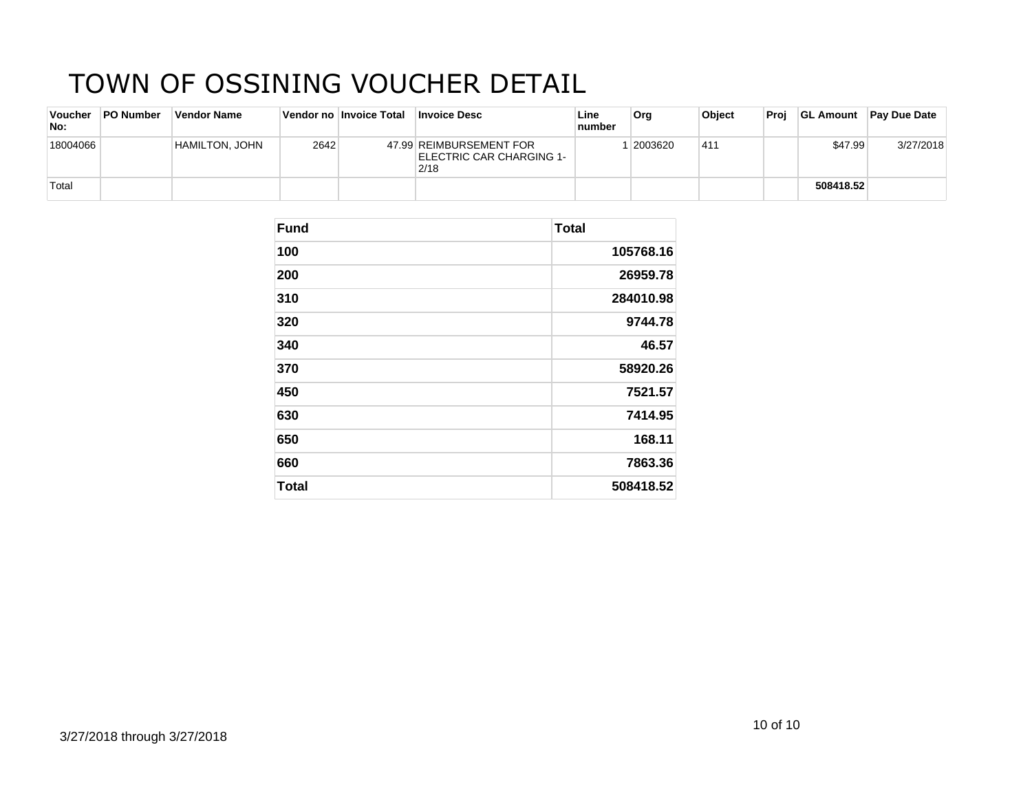# TOWN OF OSSINING VOUCHER DETAIL

| Voucher No: | PO Number | Vendor Name | Vendor no | Invoice Total | Invoice Desc | Line number | Org | Object | Proj | GL Amount | Pay Due Date |
|---|---|---|---|---|---|---|---|---|---|---|---|
| 18004066 | | HAMILTON, JOHN | 2642 | 47.99 | REIMBURSEMENT FOR ELECTRIC CAR CHARGING 1-2/18 | 1 | 2003620 | 411 | | $47.99 | 3/27/2018 |
| Total | | | | | | | | | | **508418.52** | |

| Fund | Total |
|---|---|
| **100** | **105768.16** |
| **200** | **26959.78** |
| **310** | **284010.98** |
| **320** | **9744.78** |
| **340** | **46.57** |
| **370** | **58920.26** |
| **450** | **7521.57** |
| **630** | **7414.95** |
| **650** | **168.11** |
| **660** | **7863.36** |
| **Total** | **508418.52** |

3/27/2018 through 3/27/2018